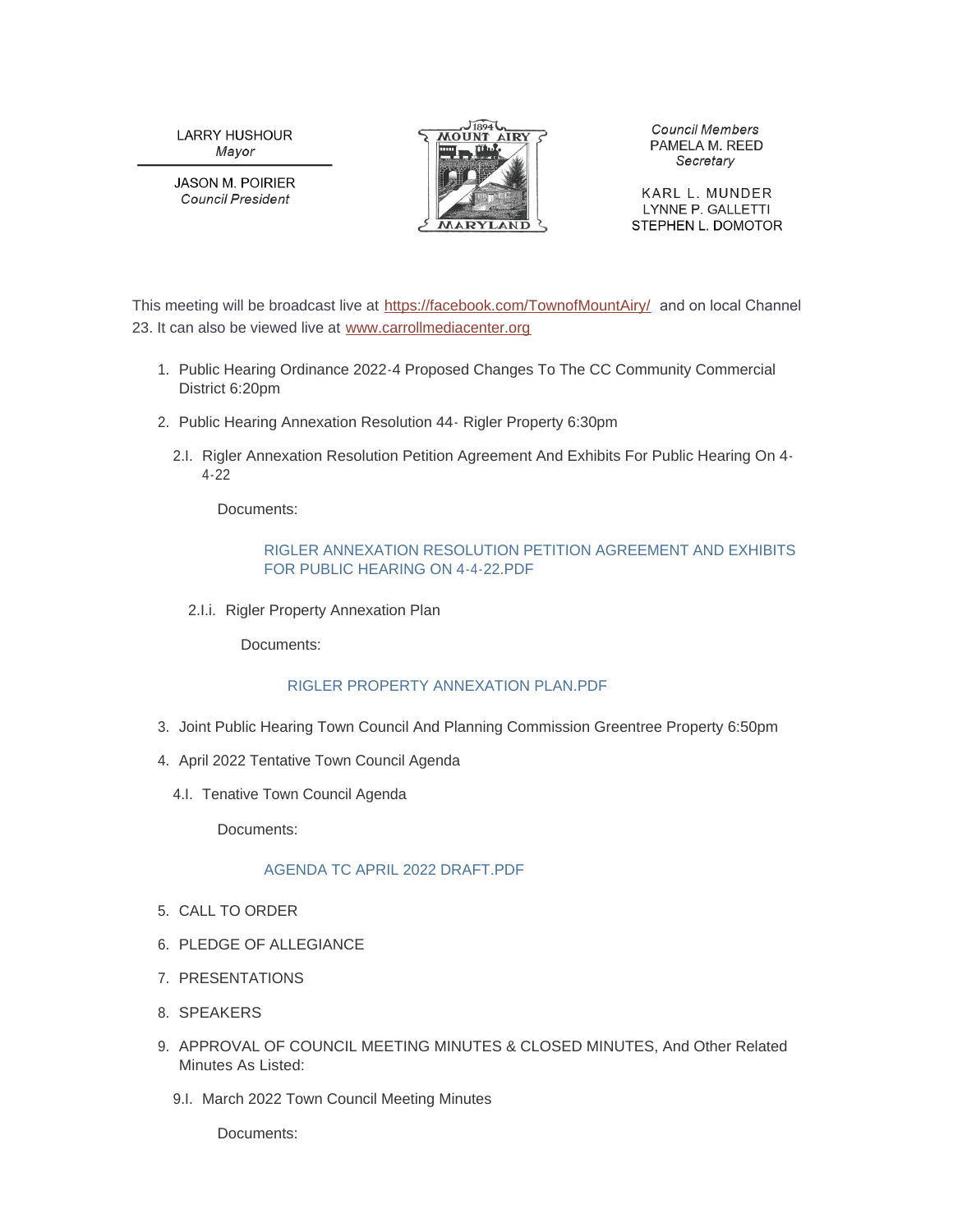LARRY HUSHOUR
*Mayor*

JASON M. POIRIER
*Council President*

*Council Members*
PAMELA M. REED
*Secretary*

KARL L. MUNDER
LYNNE P. GALLETTI
STEPHEN L. DOMOTOR

This meeting will be broadcast live at https://facebook.com/TownofMountAiry/ and on local Channel 23. It can also be viewed live at www.carrollmediacenter.org

1. Public Hearing Ordinance 2022-4 Proposed Changes To The CC Community Commercial District 6:20pm
2. Public Hearing Annexation Resolution 44- Rigler Property 6:30pm
   - 2.I. Rigler Annexation Resolution Petition Agreement And Exhibits For Public Hearing On 4-4-22

     Documents:

     RIGLER ANNEXATION RESOLUTION PETITION AGREEMENT AND EXHIBITS FOR PUBLIC HEARING ON 4-4-22.PDF

     - 2.I.i. Rigler Property Annexation Plan

       Documents:

       RIGLER PROPERTY ANNEXATION PLAN.PDF
3. Joint Public Hearing Town Council And Planning Commission Greentree Property 6:50pm
4. April 2022 Tentative Town Council Agenda
   - 4.I. Tenative Town Council Agenda

     Documents:

     AGENDA TC APRIL 2022 DRAFT.PDF
5. CALL TO ORDER
6. PLEDGE OF ALLEGIANCE
7. PRESENTATIONS
8. SPEAKERS
9. APPROVAL OF COUNCIL MEETING MINUTES & CLOSED MINUTES, And Other Related Minutes As Listed:
   - 9.I. March 2022 Town Council Meeting Minutes

     Documents: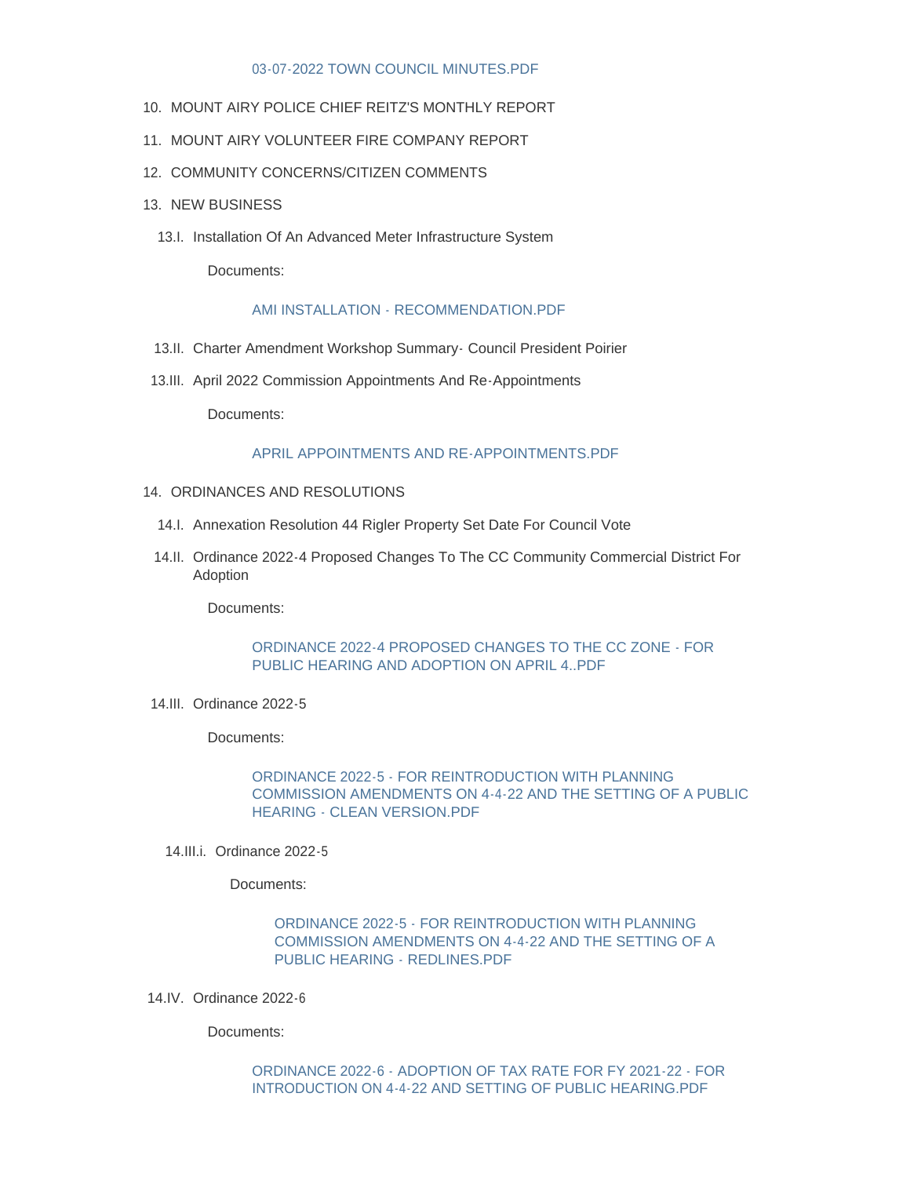03-07-2022 TOWN COUNCIL MINUTES.PDF

10. MOUNT AIRY POLICE CHIEF REITZ'S MONTHLY REPORT
11. MOUNT AIRY VOLUNTEER FIRE COMPANY REPORT
12. COMMUNITY CONCERNS/CITIZEN COMMENTS
13. NEW BUSINESS

13.I. Installation Of An Advanced Meter Infrastructure System

Documents:

AMI INSTALLATION - RECOMMENDATION.PDF

13.II. Charter Amendment Workshop Summary- Council President Poirier

13.III. April 2022 Commission Appointments And Re-Appointments

Documents:

APRIL APPOINTMENTS AND RE-APPOINTMENTS.PDF

14. ORDINANCES AND RESOLUTIONS

14.I. Annexation Resolution 44 Rigler Property Set Date For Council Vote

14.II. Ordinance 2022-4 Proposed Changes To The CC Community Commercial District For Adoption

Documents:

ORDINANCE 2022-4 PROPOSED CHANGES TO THE CC ZONE - FOR PUBLIC HEARING AND ADOPTION ON APRIL 4..PDF

14.III. Ordinance 2022-5

Documents:

ORDINANCE 2022-5 - FOR REINTRODUCTION WITH PLANNING COMMISSION AMENDMENTS ON 4-4-22 AND THE SETTING OF A PUBLIC HEARING - CLEAN VERSION.PDF

14.III.i. Ordinance 2022-5

Documents:

ORDINANCE 2022-5 - FOR REINTRODUCTION WITH PLANNING COMMISSION AMENDMENTS ON 4-4-22 AND THE SETTING OF A PUBLIC HEARING - REDLINES.PDF

14.IV. Ordinance 2022-6

Documents:

ORDINANCE 2022-6 - ADOPTION OF TAX RATE FOR FY 2021-22 - FOR INTRODUCTION ON 4-4-22 AND SETTING OF PUBLIC HEARING.PDF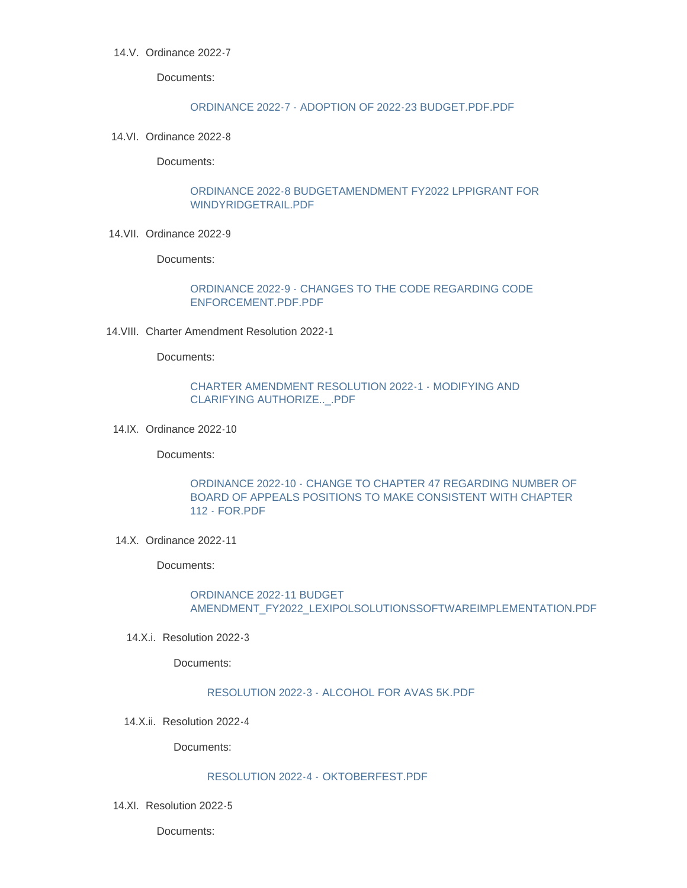14.V. Ordinance 2022-7

Documents:

ORDINANCE 2022-7 - ADOPTION OF 2022-23 BUDGET.PDF.PDF

14.VI. Ordinance 2022-8

Documents:

ORDINANCE 2022-8 BUDGETAMENDMENT FY2022 LPPIGRANT FOR WINDYRIDGETRAIL.PDF

14.VII. Ordinance 2022-9

Documents:

ORDINANCE 2022-9 - CHANGES TO THE CODE REGARDING CODE ENFORCEMENT.PDF.PDF

14.VIII. Charter Amendment Resolution 2022-1

Documents:

CHARTER AMENDMENT RESOLUTION 2022-1 - MODIFYING AND CLARIFYING AUTHORIZE.._.PDF

14.IX. Ordinance 2022-10

Documents:

ORDINANCE 2022-10 - CHANGE TO CHAPTER 47 REGARDING NUMBER OF BOARD OF APPEALS POSITIONS TO MAKE CONSISTENT WITH CHAPTER 112 - FOR.PDF

14.X. Ordinance 2022-11

Documents:

ORDINANCE 2022-11 BUDGET AMENDMENT_FY2022_LEXIPOLSOLUTIONSSOFTWAREIMPLEMENTATION.PDF

14.X.i. Resolution 2022-3

Documents:

RESOLUTION 2022-3 - ALCOHOL FOR AVAS 5K.PDF

14.X.ii. Resolution 2022-4

Documents:

RESOLUTION 2022-4 - OKTOBERFEST.PDF

14.XI. Resolution 2022-5

Documents: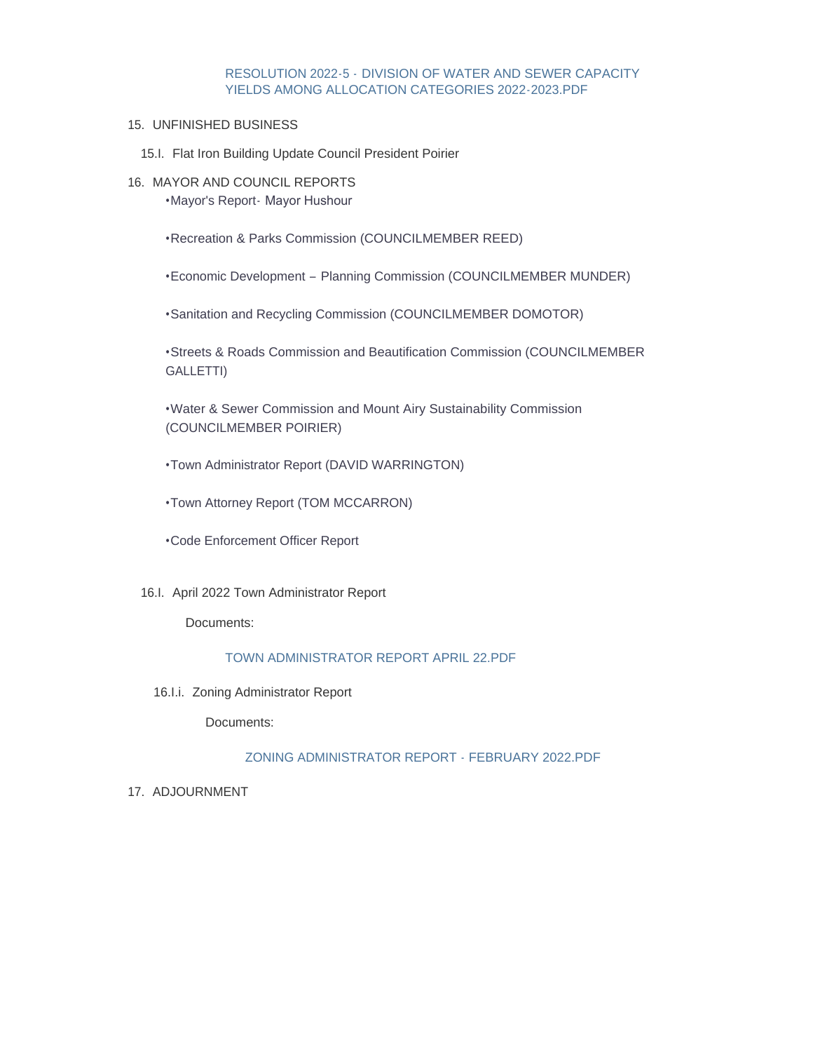RESOLUTION 2022-5 - DIVISION OF WATER AND SEWER CAPACITY YIELDS AMONG ALLOCATION CATEGORIES 2022-2023.PDF

15. UNFINISHED BUSINESS

    15.I. Flat Iron Building Update Council President Poirier

16. MAYOR AND COUNCIL REPORTS

    •Mayor's Report- Mayor Hushour

    •Recreation & Parks Commission (COUNCILMEMBER REED)

    •Economic Development – Planning Commission (COUNCILMEMBER MUNDER)

    •Sanitation and Recycling Commission (COUNCILMEMBER DOMOTOR)

    •Streets & Roads Commission and Beautification Commission (COUNCILMEMBER GALLETTI)

    •Water & Sewer Commission and Mount Airy Sustainability Commission (COUNCILMEMBER POIRIER)

    •Town Administrator Report (DAVID WARRINGTON)

    •Town Attorney Report (TOM MCCARRON)

    •Code Enforcement Officer Report

    16.I. April 2022 Town Administrator Report

    Documents:

    TOWN ADMINISTRATOR REPORT APRIL 22.PDF

    16.I.i. Zoning Administrator Report

    Documents:

    ZONING ADMINISTRATOR REPORT - FEBRUARY 2022.PDF

17. ADJOURNMENT